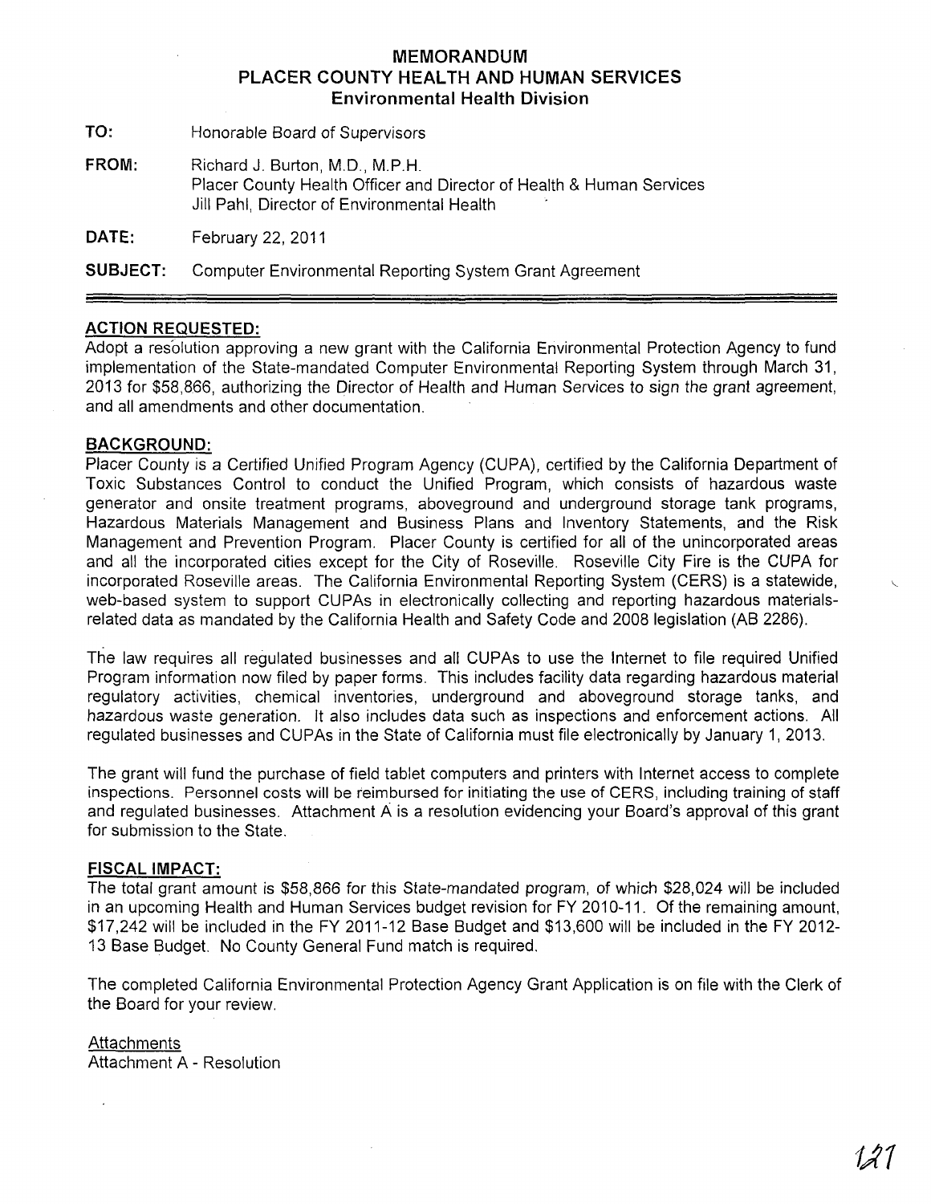# MEMORANDUM
## PLACER COUNTY HEALTH AND HUMAN SERVICES
### Environmental Health Division

**TO:** Honorable Board of Supervisors

**FROM:** Richard J. Burton, M.D., M.P.H.
Placer County Health Officer and Director of Health & Human Services
Jill Pahl, Director of Environmental Health

**DATE:** February 22, 2011

**SUBJECT:** Computer Environmental Reporting System Grant Agreement

---

**ACTION REQUESTED:**

Adopt a resolution approving a new grant with the California Environmental Protection Agency to fund implementation of the State-mandated Computer Environmental Reporting System through March 31, 2013 for $58,866, authorizing the Director of Health and Human Services to sign the grant agreement, and all amendments and other documentation.

**BACKGROUND:**

Placer County is a Certified Unified Program Agency (CUPA), certified by the California Department of Toxic Substances Control to conduct the Unified Program, which consists of hazardous waste generator and onsite treatment programs, aboveground and underground storage tank programs, Hazardous Materials Management and Business Plans and Inventory Statements, and the Risk Management and Prevention Program. Placer County is certified for all of the unincorporated areas and all the incorporated cities except for the City of Roseville. Roseville City Fire is the CUPA for incorporated Roseville areas. The California Environmental Reporting System (CERS) is a statewide, web-based system to support CUPAs in electronically collecting and reporting hazardous materials-related data as mandated by the California Health and Safety Code and 2008 legislation (AB 2286).

The law requires all regulated businesses and all CUPAs to use the Internet to file required Unified Program information now filed by paper forms. This includes facility data regarding hazardous material regulatory activities, chemical inventories, underground and aboveground storage tanks, and hazardous waste generation. It also includes data such as inspections and enforcement actions. All regulated businesses and CUPAs in the State of California must file electronically by January 1, 2013.

The grant will fund the purchase of field tablet computers and printers with Internet access to complete inspections. Personnel costs will be reimbursed for initiating the use of CERS, including training of staff and regulated businesses. Attachment A is a resolution evidencing your Board's approval of this grant for submission to the State.

**FISCAL IMPACT:**

The total grant amount is $58,866 for this State-mandated program, of which $28,024 will be included in an upcoming Health and Human Services budget revision for FY 2010-11. Of the remaining amount, $17,242 will be included in the FY 2011-12 Base Budget and $13,600 will be included in the FY 2012-13 Base Budget. No County General Fund match is required.

The completed California Environmental Protection Agency Grant Application is on file with the Clerk of the Board for your review.

Attachments
Attachment A - Resolution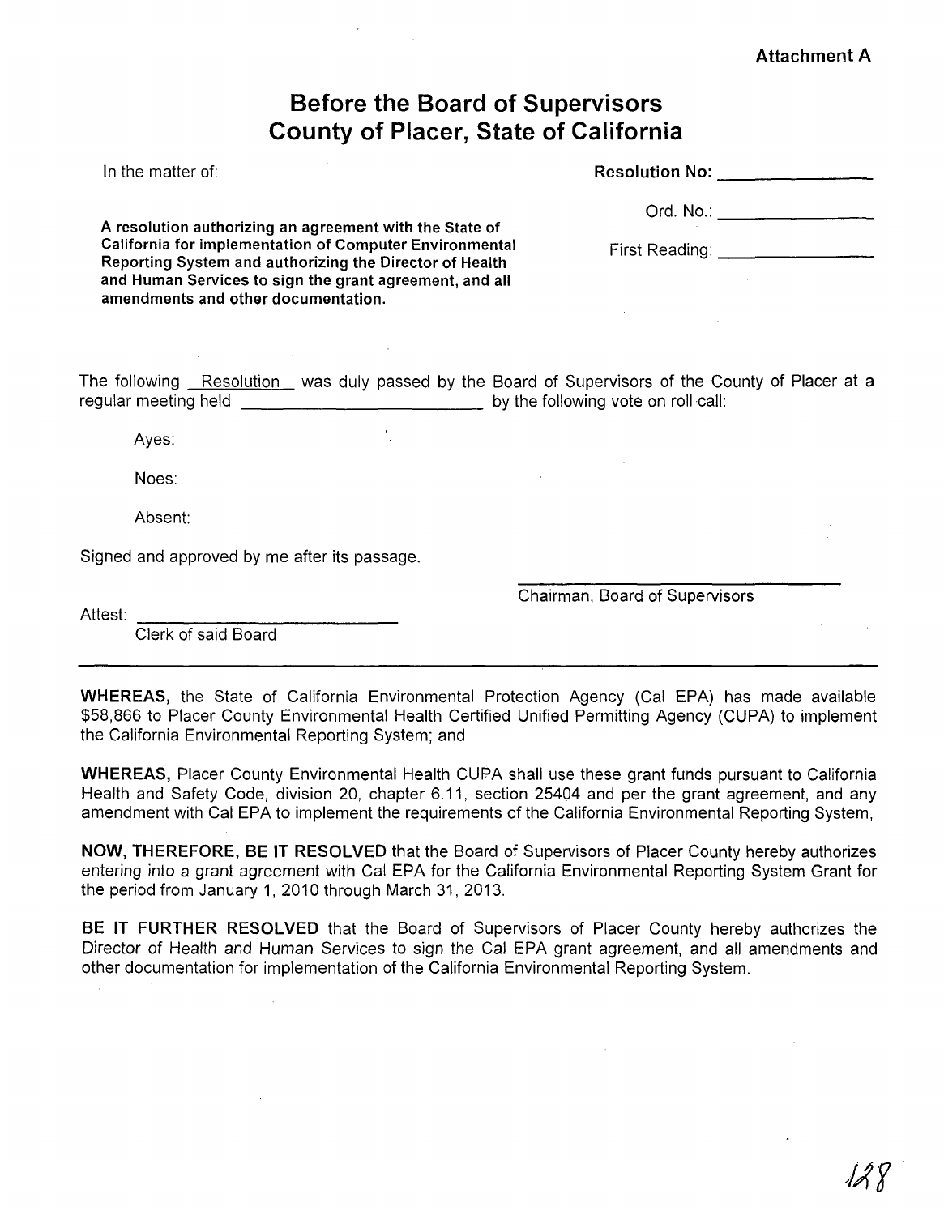Attachment A

# Before the Board of Supervisors
# County of Placer, State of California

In the matter of:

**A resolution authorizing an agreement with the State of California for implementation of Computer Environmental Reporting System and authorizing the Director of Health and Human Services to sign the grant agreement, and all amendments and other documentation.**

**Resolution No:** ______________

Ord. No.: ______________

First Reading: ______________

The following Resolution was duly passed by the Board of Supervisors of the County of Placer at a regular meeting held ______________________ by the following vote on roll call:

Ayes:

Noes:

Absent:

Signed and approved by me after its passage.

______________________________
Chairman, Board of Supervisors

Attest: ______________________
Clerk of said Board

---

**WHEREAS,** the State of California Environmental Protection Agency (Cal EPA) has made available $58,866 to Placer County Environmental Health Certified Unified Permitting Agency (CUPA) to implement the California Environmental Reporting System; and

**WHEREAS,** Placer County Environmental Health CUPA shall use these grant funds pursuant to California Health and Safety Code, division 20, chapter 6.11, section 25404 and per the grant agreement, and any amendment with Cal EPA to implement the requirements of the California Environmental Reporting System,

**NOW, THEREFORE, BE IT RESOLVED** that the Board of Supervisors of Placer County hereby authorizes entering into a grant agreement with Cal EPA for the California Environmental Reporting System Grant for the period from January 1, 2010 through March 31, 2013.

**BE IT FURTHER RESOLVED** that the Board of Supervisors of Placer County hereby authorizes the Director of Health and Human Services to sign the Cal EPA grant agreement, and all amendments and other documentation for implementation of the California Environmental Reporting System.